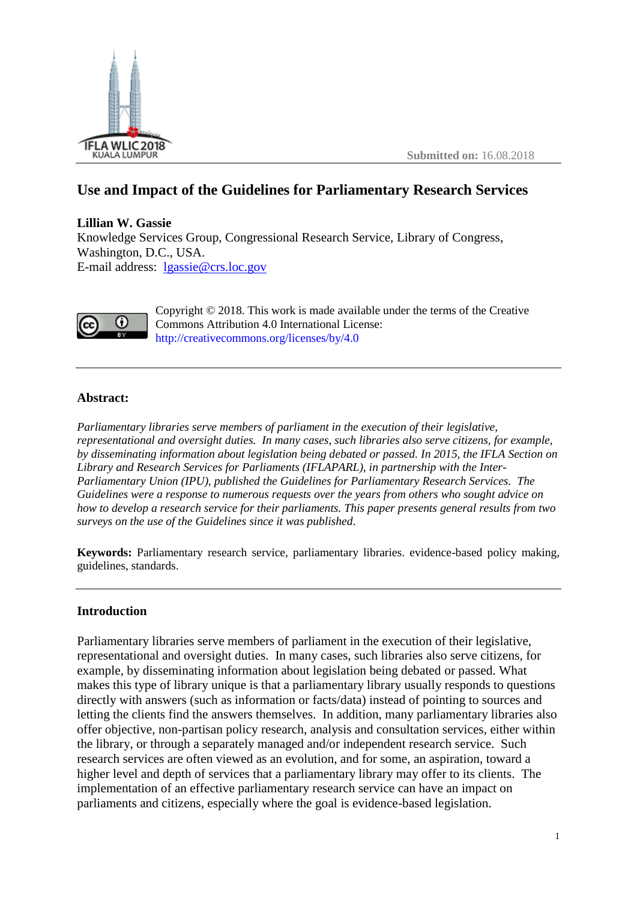Submitted on: 16.08.2018

# Use and Impact of the Guidelines for Parliamentary Research Services

**Lillian W. Gassie**
Knowledge Services Group, Congressional Research Service, Library of Congress, Washington, D.C., USA.
E-mail address: lgassie@crs.loc.gov

Copyright © 2018. This work is made available under the terms of the Creative Commons Attribution 4.0 International License: http://creativecommons.org/licenses/by/4.0

---

### Abstract:

*Parliamentary libraries serve members of parliament in the execution of their legislative, representational and oversight duties. In many cases, such libraries also serve citizens, for example, by disseminating information about legislation being debated or passed. In 2015, the IFLA Section on Library and Research Services for Parliaments (IFLAPARL), in partnership with the Inter-Parliamentary Union (IPU), published the Guidelines for Parliamentary Research Services. The Guidelines were a response to numerous requests over the years from others who sought advice on how to develop a research service for their parliaments. This paper presents general results from two surveys on the use of the Guidelines since it was published.*

**Keywords:** Parliamentary research service, parliamentary libraries. evidence-based policy making, guidelines, standards.

---

### Introduction

Parliamentary libraries serve members of parliament in the execution of their legislative, representational and oversight duties. In many cases, such libraries also serve citizens, for example, by disseminating information about legislation being debated or passed. What makes this type of library unique is that a parliamentary library usually responds to questions directly with answers (such as information or facts/data) instead of pointing to sources and letting the clients find the answers themselves. In addition, many parliamentary libraries also offer objective, non-partisan policy research, analysis and consultation services, either within the library, or through a separately managed and/or independent research service. Such research services are often viewed as an evolution, and for some, an aspiration, toward a higher level and depth of services that a parliamentary library may offer to its clients. The implementation of an effective parliamentary research service can have an impact on parliaments and citizens, especially where the goal is evidence-based legislation.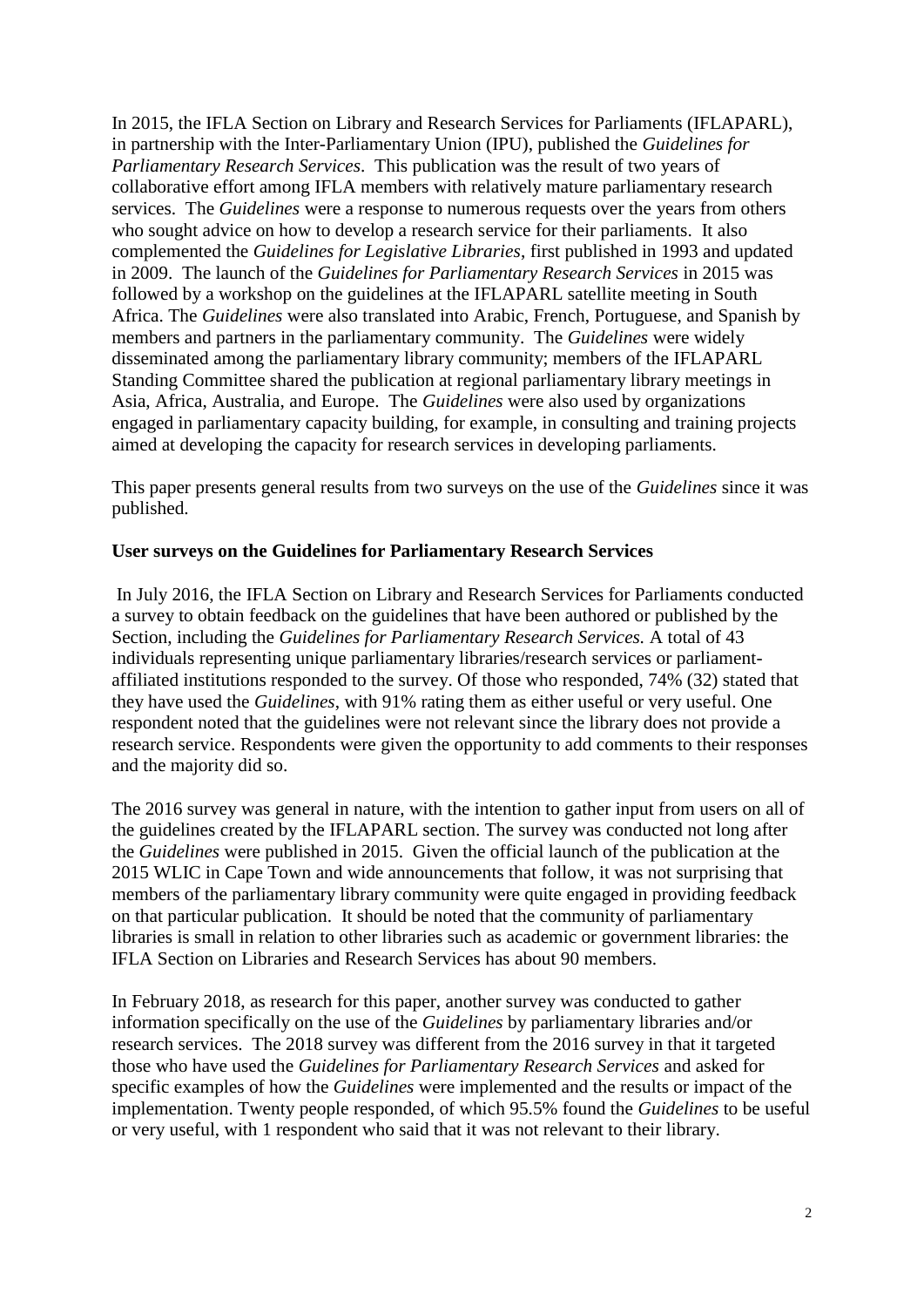In 2015, the IFLA Section on Library and Research Services for Parliaments (IFLAPARL), in partnership with the Inter-Parliamentary Union (IPU), published the *Guidelines for Parliamentary Research Services*. This publication was the result of two years of collaborative effort among IFLA members with relatively mature parliamentary research services. The *Guidelines* were a response to numerous requests over the years from others who sought advice on how to develop a research service for their parliaments. It also complemented the *Guidelines for Legislative Libraries*, first published in 1993 and updated in 2009. The launch of the *Guidelines for Parliamentary Research Services* in 2015 was followed by a workshop on the guidelines at the IFLAPARL satellite meeting in South Africa. The *Guidelines* were also translated into Arabic, French, Portuguese, and Spanish by members and partners in the parliamentary community. The *Guidelines* were widely disseminated among the parliamentary library community; members of the IFLAPARL Standing Committee shared the publication at regional parliamentary library meetings in Asia, Africa, Australia, and Europe. The *Guidelines* were also used by organizations engaged in parliamentary capacity building, for example, in consulting and training projects aimed at developing the capacity for research services in developing parliaments.

This paper presents general results from two surveys on the use of the *Guidelines* since it was published.

**User surveys on the Guidelines for Parliamentary Research Services**

In July 2016, the IFLA Section on Library and Research Services for Parliaments conducted a survey to obtain feedback on the guidelines that have been authored or published by the Section, including the *Guidelines for Parliamentary Research Services.* A total of 43 individuals representing unique parliamentary libraries/research services or parliament-affiliated institutions responded to the survey. Of those who responded, 74% (32) stated that they have used the *Guidelines*, with 91% rating them as either useful or very useful. One respondent noted that the guidelines were not relevant since the library does not provide a research service. Respondents were given the opportunity to add comments to their responses and the majority did so.

The 2016 survey was general in nature, with the intention to gather input from users on all of the guidelines created by the IFLAPARL section. The survey was conducted not long after the *Guidelines* were published in 2015. Given the official launch of the publication at the 2015 WLIC in Cape Town and wide announcements that follow, it was not surprising that members of the parliamentary library community were quite engaged in providing feedback on that particular publication. It should be noted that the community of parliamentary libraries is small in relation to other libraries such as academic or government libraries: the IFLA Section on Libraries and Research Services has about 90 members.

In February 2018, as research for this paper, another survey was conducted to gather information specifically on the use of the *Guidelines* by parliamentary libraries and/or research services. The 2018 survey was different from the 2016 survey in that it targeted those who have used the *Guidelines for Parliamentary Research Services* and asked for specific examples of how the *Guidelines* were implemented and the results or impact of the implementation. Twenty people responded, of which 95.5% found the *Guidelines* to be useful or very useful, with 1 respondent who said that it was not relevant to their library.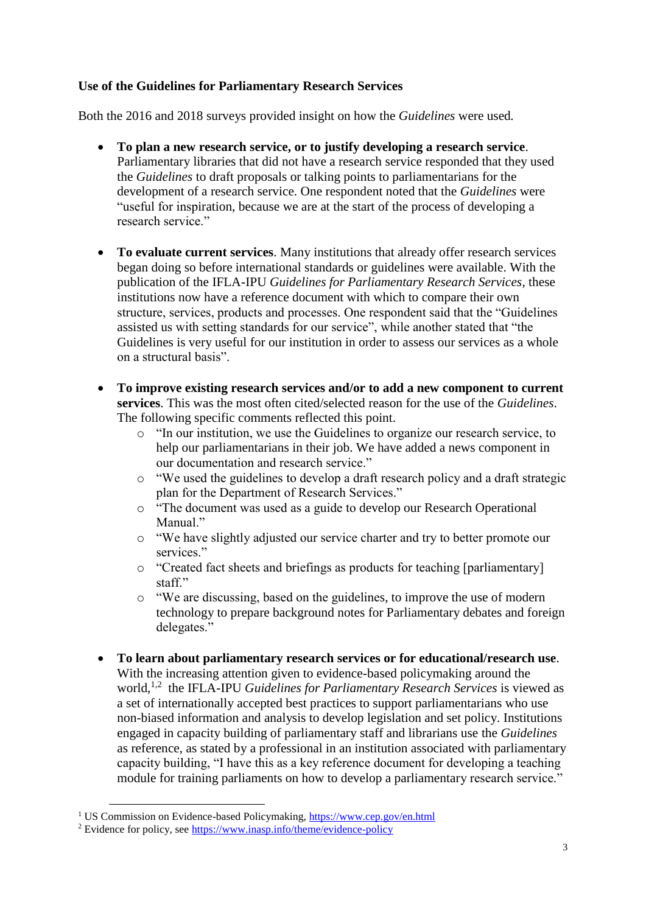**Use of the Guidelines for Parliamentary Research Services**

Both the 2016 and 2018 surveys provided insight on how the *Guidelines* were used.

- **To plan a new research service, or to justify developing a research service**. Parliamentary libraries that did not have a research service responded that they used the *Guidelines* to draft proposals or talking points to parliamentarians for the development of a research service. One respondent noted that the *Guidelines* were "useful for inspiration, because we are at the start of the process of developing a research service."

- **To evaluate current services**. Many institutions that already offer research services began doing so before international standards or guidelines were available. With the publication of the IFLA-IPU *Guidelines for Parliamentary Research Services*, these institutions now have a reference document with which to compare their own structure, services, products and processes. One respondent said that the "Guidelines assisted us with setting standards for our service", while another stated that "the Guidelines is very useful for our institution in order to assess our services as a whole on a structural basis".

- **To improve existing research services and/or to add a new component to current services**. This was the most often cited/selected reason for the use of the *Guidelines*. The following specific comments reflected this point.
    - "In our institution, we use the Guidelines to organize our research service, to help our parliamentarians in their job. We have added a news component in our documentation and research service."
    - "We used the guidelines to develop a draft research policy and a draft strategic plan for the Department of Research Services."
    - "The document was used as a guide to develop our Research Operational Manual."
    - "We have slightly adjusted our service charter and try to better promote our services."
    - "Created fact sheets and briefings as products for teaching [parliamentary] staff."
    - "We are discussing, based on the guidelines, to improve the use of modern technology to prepare background notes for Parliamentary debates and foreign delegates."

- **To learn about parliamentary research services or for educational/research use**. With the increasing attention given to evidence-based policymaking around the world,[1,2] the IFLA-IPU *Guidelines for Parliamentary Research Services* is viewed as a set of internationally accepted best practices to support parliamentarians who use non-biased information and analysis to develop legislation and set policy. Institutions engaged in capacity building of parliamentary staff and librarians use the *Guidelines* as reference, as stated by a professional in an institution associated with parliamentary capacity building, "I have this as a key reference document for developing a teaching module for training parliaments on how to develop a parliamentary research service."

---

[1] US Commission on Evidence-based Policymaking, https://www.cep.gov/en.html

[2] Evidence for policy, see https://www.inasp.info/theme/evidence-policy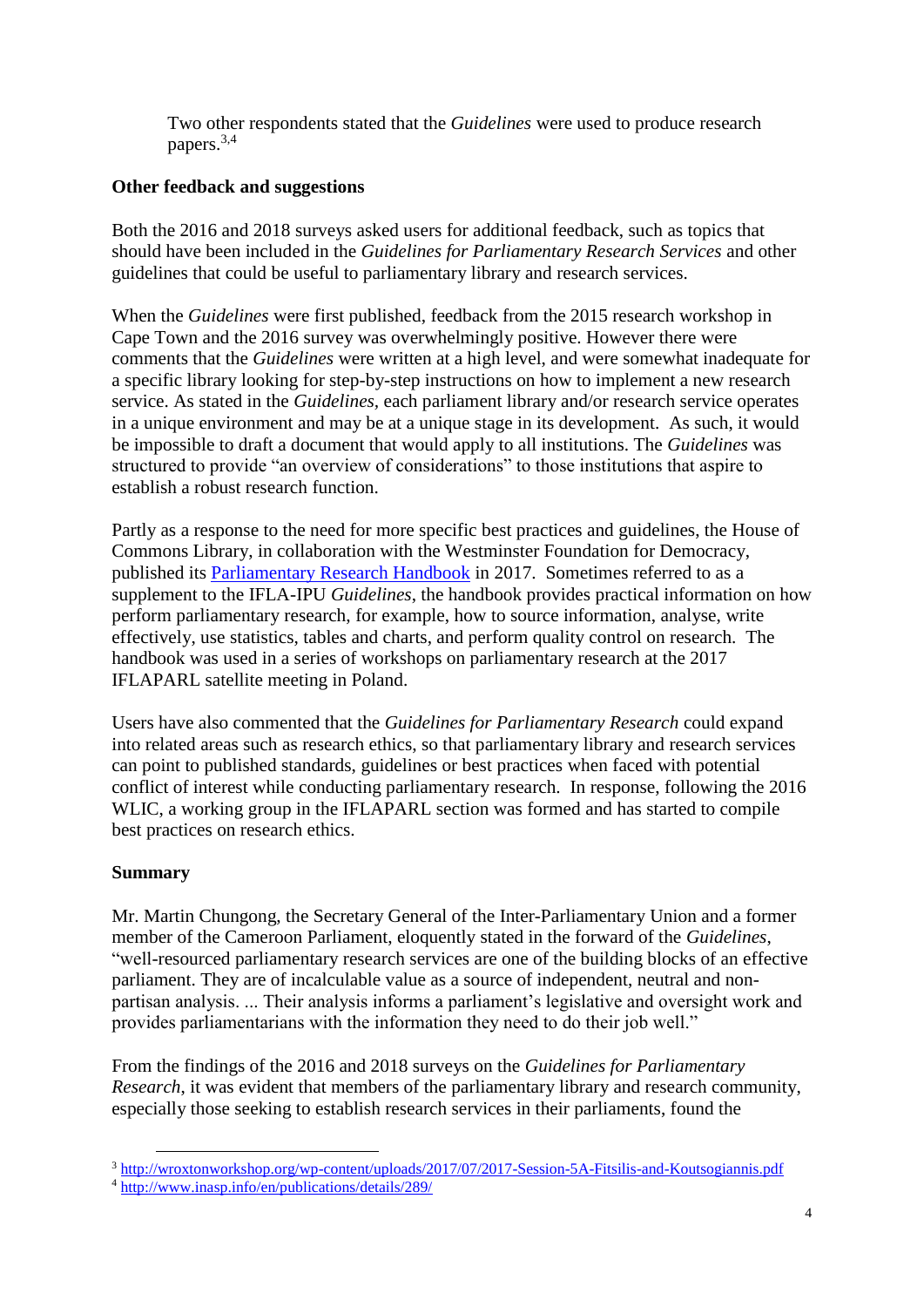Two other respondents stated that the *Guidelines* were used to produce research papers.[3,4]

**Other feedback and suggestions**

Both the 2016 and 2018 surveys asked users for additional feedback, such as topics that should have been included in the *Guidelines for Parliamentary Research Services* and other guidelines that could be useful to parliamentary library and research services.

When the *Guidelines* were first published, feedback from the 2015 research workshop in Cape Town and the 2016 survey was overwhelmingly positive. However there were comments that the *Guidelines* were written at a high level, and were somewhat inadequate for a specific library looking for step-by-step instructions on how to implement a new research service. As stated in the *Guidelines*, each parliament library and/or research service operates in a unique environment and may be at a unique stage in its development. As such, it would be impossible to draft a document that would apply to all institutions. The *Guidelines* was structured to provide "an overview of considerations" to those institutions that aspire to establish a robust research function.

Partly as a response to the need for more specific best practices and guidelines, the House of Commons Library, in collaboration with the Westminster Foundation for Democracy, published its [Parliamentary Research Handbook]() in 2017. Sometimes referred to as a supplement to the IFLA-IPU *Guidelines*, the handbook provides practical information on how perform parliamentary research, for example, how to source information, analyse, write effectively, use statistics, tables and charts, and perform quality control on research. The handbook was used in a series of workshops on parliamentary research at the 2017 IFLAPARL satellite meeting in Poland.

Users have also commented that the *Guidelines for Parliamentary Research* could expand into related areas such as research ethics, so that parliamentary library and research services can point to published standards, guidelines or best practices when faced with potential conflict of interest while conducting parliamentary research. In response, following the 2016 WLIC, a working group in the IFLAPARL section was formed and has started to compile best practices on research ethics.

**Summary**

Mr. Martin Chungong, the Secretary General of the Inter-Parliamentary Union and a former member of the Cameroon Parliament, eloquently stated in the forward of the *Guidelines*, "well-resourced parliamentary research services are one of the building blocks of an effective parliament. They are of incalculable value as a source of independent, neutral and non-partisan analysis. ... Their analysis informs a parliament's legislative and oversight work and provides parliamentarians with the information they need to do their job well."

From the findings of the 2016 and 2018 surveys on the *Guidelines for Parliamentary Research*, it was evident that members of the parliamentary library and research community, especially those seeking to establish research services in their parliaments, found the

---

[3] http://wroxtonworkshop.org/wp-content/uploads/2017/07/2017-Session-5A-Fitsilis-and-Koutsogiannis.pdf

[4] http://www.inasp.info/en/publications/details/289/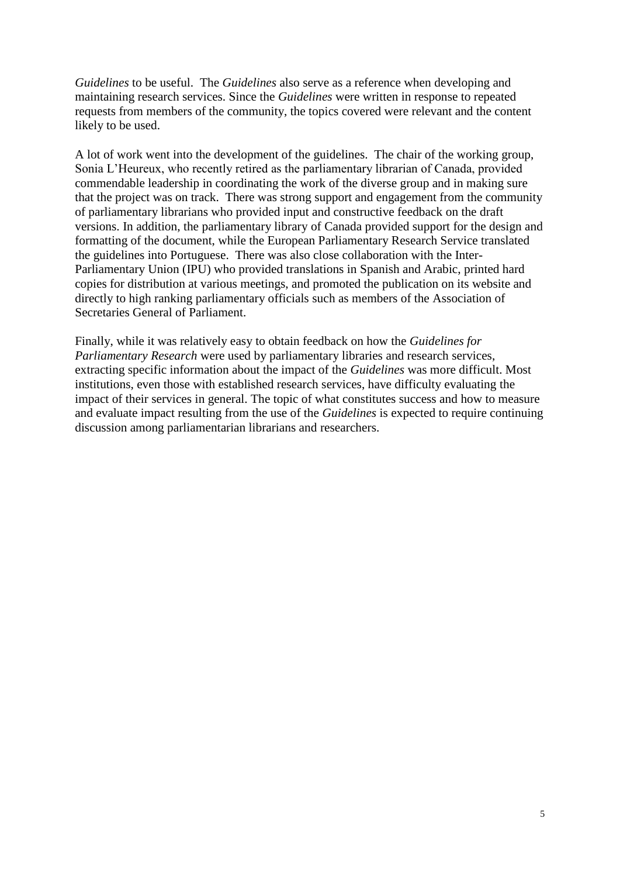*Guidelines* to be useful. The *Guidelines* also serve as a reference when developing and maintaining research services. Since the *Guidelines* were written in response to repeated requests from members of the community, the topics covered were relevant and the content likely to be used.

A lot of work went into the development of the guidelines. The chair of the working group, Sonia L'Heureux, who recently retired as the parliamentary librarian of Canada, provided commendable leadership in coordinating the work of the diverse group and in making sure that the project was on track. There was strong support and engagement from the community of parliamentary librarians who provided input and constructive feedback on the draft versions. In addition, the parliamentary library of Canada provided support for the design and formatting of the document, while the European Parliamentary Research Service translated the guidelines into Portuguese. There was also close collaboration with the Inter-Parliamentary Union (IPU) who provided translations in Spanish and Arabic, printed hard copies for distribution at various meetings, and promoted the publication on its website and directly to high ranking parliamentary officials such as members of the Association of Secretaries General of Parliament.

Finally, while it was relatively easy to obtain feedback on how the *Guidelines for Parliamentary Research* were used by parliamentary libraries and research services, extracting specific information about the impact of the *Guidelines* was more difficult. Most institutions, even those with established research services, have difficulty evaluating the impact of their services in general. The topic of what constitutes success and how to measure and evaluate impact resulting from the use of the *Guidelines* is expected to require continuing discussion among parliamentarian librarians and researchers.